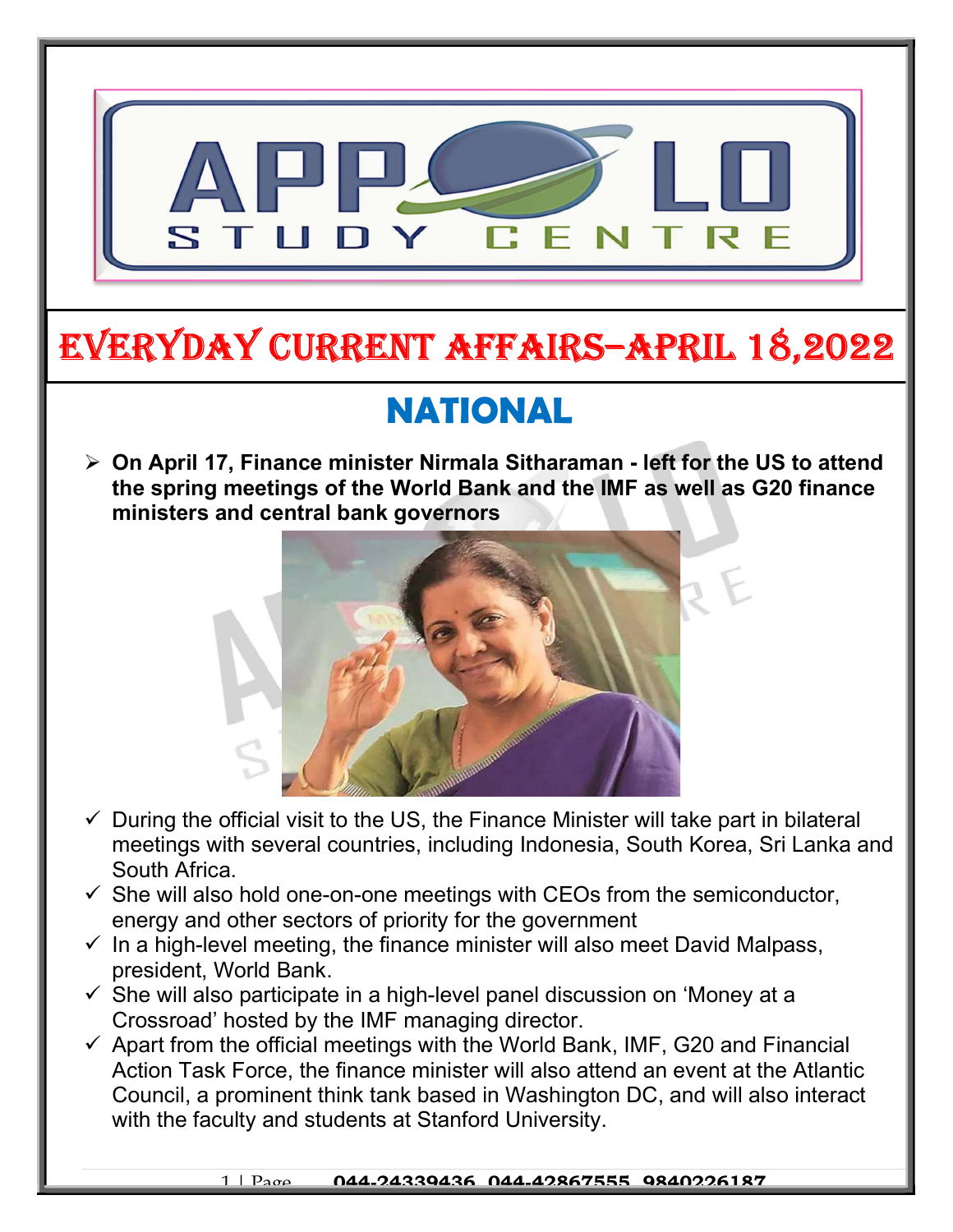# EVERYDAY CURRENT AFFAIRS–APRIL 18,2022

## NATIONAL

- **On April 17, Finance minister Nirmala Sitharaman - left for the US to attend the spring meetings of the World Bank and the IMF as well as G20 finance ministers and central bank governors**

  - ✓ During the official visit to the US, the Finance Minister will take part in bilateral meetings with several countries, including Indonesia, South Korea, Sri Lanka and South Africa.
  - ✓ She will also hold one-on-one meetings with CEOs from the semiconductor, energy and other sectors of priority for the government
  - ✓ In a high-level meeting, the finance minister will also meet David Malpass, president, World Bank.
  - ✓ She will also participate in a high-level panel discussion on 'Money at a Crossroad' hosted by the IMF managing director.
  - ✓ Apart from the official meetings with the World Bank, IMF, G20 and Financial Action Task Force, the finance minister will also attend an event at the Atlantic Council, a prominent think tank based in Washington DC, and will also interact with the faculty and students at Stanford University.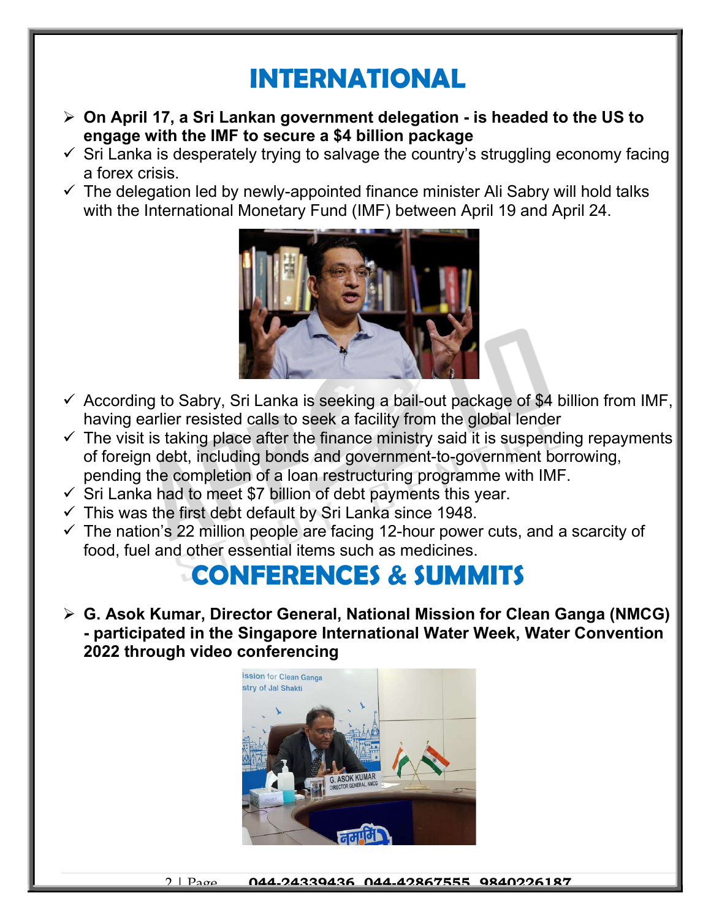# INTERNATIONAL

- **On April 17, a Sri Lankan government delegation - is headed to the US to engage with the IMF to secure a $4 billion package**

- ✓ Sri Lanka is desperately trying to salvage the country's struggling economy facing a forex crisis.
- ✓ The delegation led by newly-appointed finance minister Ali Sabry will hold talks with the International Monetary Fund (IMF) between April 19 and April 24.
- ✓ According to Sabry, Sri Lanka is seeking a bail-out package of $4 billion from IMF, having earlier resisted calls to seek a facility from the global lender
- ✓ The visit is taking place after the finance ministry said it is suspending repayments of foreign debt, including bonds and government-to-government borrowing, pending the completion of a loan restructuring programme with IMF.
- ✓ Sri Lanka had to meet $7 billion of debt payments this year.
- ✓ This was the first debt default by Sri Lanka since 1948.
- ✓ The nation's 22 million people are facing 12-hour power cuts, and a scarcity of food, fuel and other essential items such as medicines.

# CONFERENCES & SUMMITS

- **G. Asok Kumar, Director General, National Mission for Clean Ganga (NMCG) - participated in the Singapore International Water Week, Water Convention 2022 through video conferencing**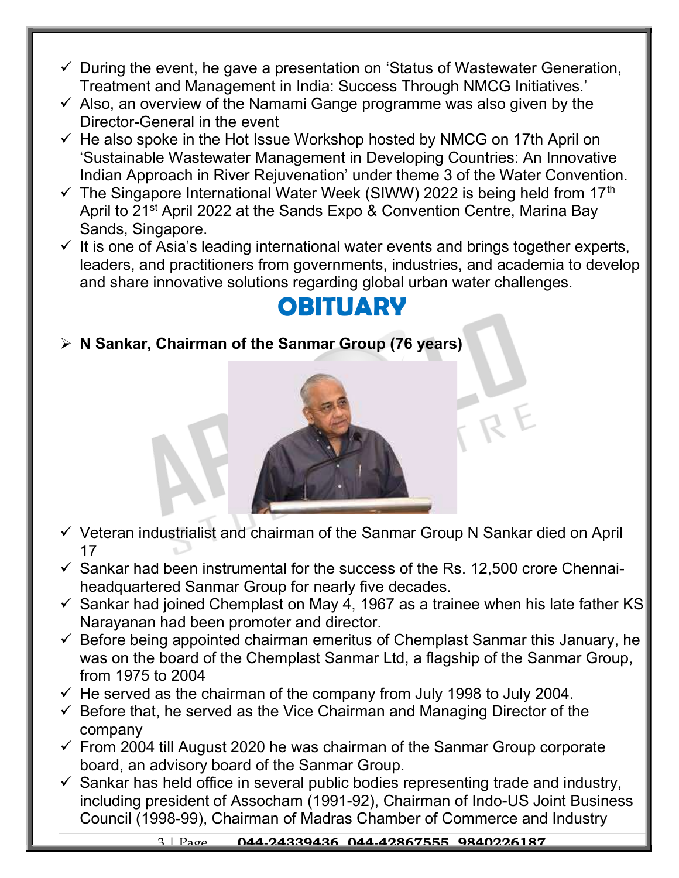- ✓ During the event, he gave a presentation on 'Status of Wastewater Generation, Treatment and Management in India: Success Through NMCG Initiatives.'
- ✓ Also, an overview of the Namami Gange programme was also given by the Director-General in the event
- ✓ He also spoke in the Hot Issue Workshop hosted by NMCG on 17th April on 'Sustainable Wastewater Management in Developing Countries: An Innovative Indian Approach in River Rejuvenation' under theme 3 of the Water Convention.
- ✓ The Singapore International Water Week (SIWW) 2022 is being held from 17th April to 21st April 2022 at the Sands Expo & Convention Centre, Marina Bay Sands, Singapore.
- ✓ It is one of Asia's leading international water events and brings together experts, leaders, and practitioners from governments, industries, and academia to develop and share innovative solutions regarding global urban water challenges.

# OBITUARY

- **N Sankar, Chairman of the Sanmar Group (76 years)**

- ✓ Veteran industrialist and chairman of the Sanmar Group N Sankar died on April 17
- ✓ Sankar had been instrumental for the success of the Rs. 12,500 crore Chennai-headquartered Sanmar Group for nearly five decades.
- ✓ Sankar had joined Chemplast on May 4, 1967 as a trainee when his late father KS Narayanan had been promoter and director.
- ✓ Before being appointed chairman emeritus of Chemplast Sanmar this January, he was on the board of the Chemplast Sanmar Ltd, a flagship of the Sanmar Group, from 1975 to 2004
- ✓ He served as the chairman of the company from July 1998 to July 2004.
- ✓ Before that, he served as the Vice Chairman and Managing Director of the company
- ✓ From 2004 till August 2020 he was chairman of the Sanmar Group corporate board, an advisory board of the Sanmar Group.
- ✓ Sankar has held office in several public bodies representing trade and industry, including president of Assocham (1991-92), Chairman of Indo-US Joint Business Council (1998-99), Chairman of Madras Chamber of Commerce and Industry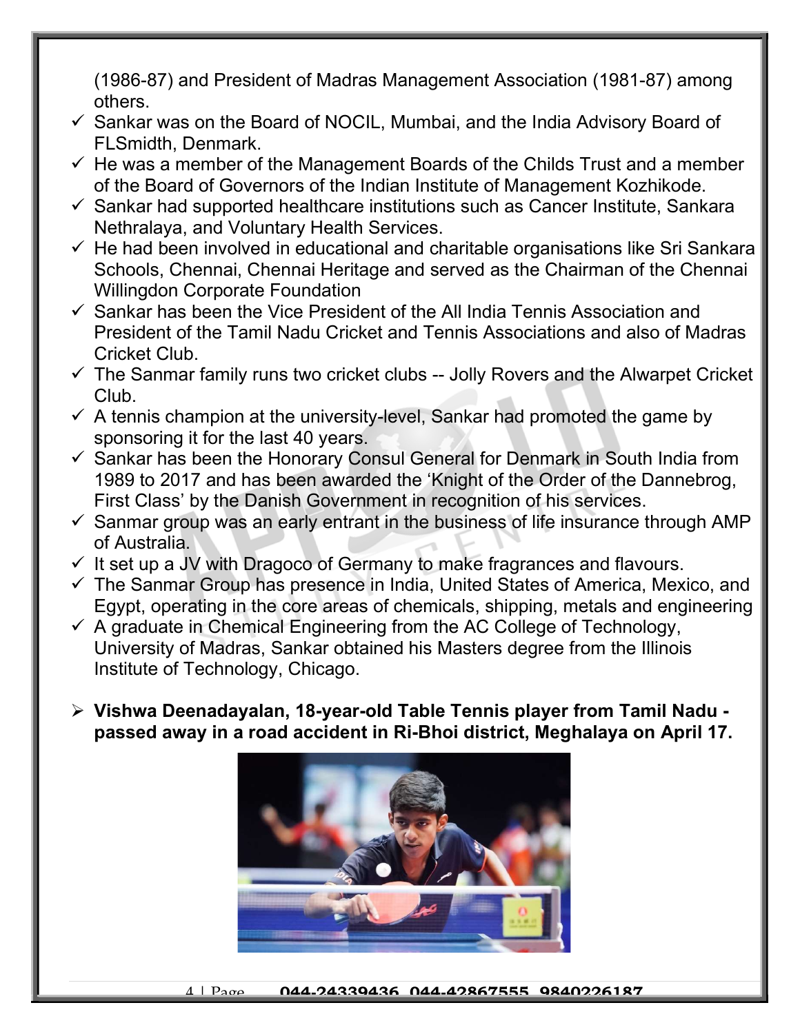(1986-87) and President of Madras Management Association (1981-87) among others.

- ✓ Sankar was on the Board of NOCIL, Mumbai, and the India Advisory Board of FLSmidth, Denmark.
- ✓ He was a member of the Management Boards of the Childs Trust and a member of the Board of Governors of the Indian Institute of Management Kozhikode.
- ✓ Sankar had supported healthcare institutions such as Cancer Institute, Sankara Nethralaya, and Voluntary Health Services.
- ✓ He had been involved in educational and charitable organisations like Sri Sankara Schools, Chennai, Chennai Heritage and served as the Chairman of the Chennai Willingdon Corporate Foundation
- ✓ Sankar has been the Vice President of the All India Tennis Association and President of the Tamil Nadu Cricket and Tennis Associations and also of Madras Cricket Club.
- ✓ The Sanmar family runs two cricket clubs -- Jolly Rovers and the Alwarpet Cricket Club.
- ✓ A tennis champion at the university-level, Sankar had promoted the game by sponsoring it for the last 40 years.
- ✓ Sankar has been the Honorary Consul General for Denmark in South India from 1989 to 2017 and has been awarded the 'Knight of the Order of the Dannebrog, First Class' by the Danish Government in recognition of his services.
- ✓ Sanmar group was an early entrant in the business of life insurance through AMP of Australia.
- ✓ It set up a JV with Dragoco of Germany to make fragrances and flavours.
- ✓ The Sanmar Group has presence in India, United States of America, Mexico, and Egypt, operating in the core areas of chemicals, shipping, metals and engineering
- ✓ A graduate in Chemical Engineering from the AC College of Technology, University of Madras, Sankar obtained his Masters degree from the Illinois Institute of Technology, Chicago.

- **Vishwa Deenadayalan, 18-year-old Table Tennis player from Tamil Nadu - passed away in a road accident in Ri-Bhoi district, Meghalaya on April 17.**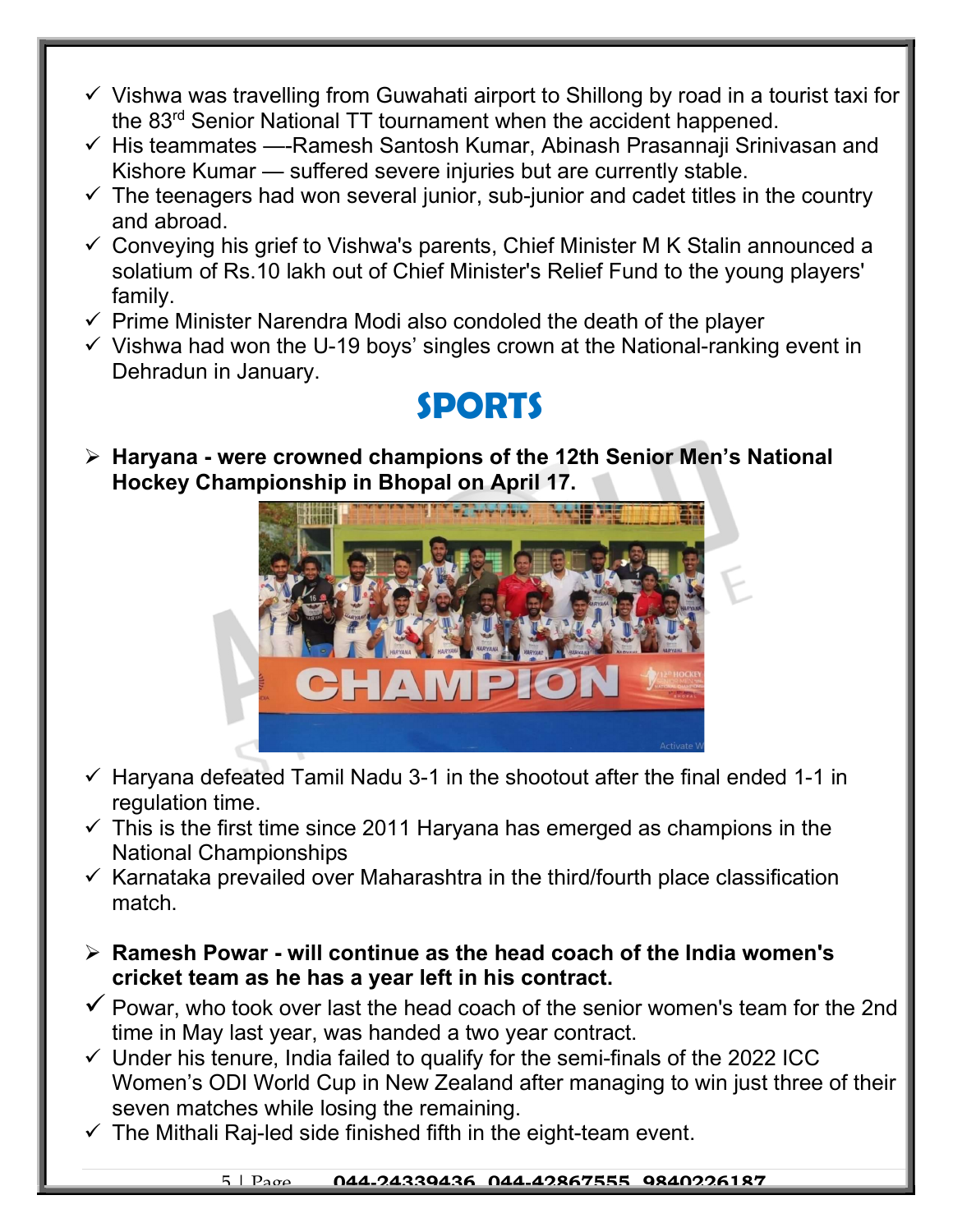- Vishwa was travelling from Guwahati airport to Shillong by road in a tourist taxi for the 83rd Senior National TT tournament when the accident happened.
- His teammates —-Ramesh Santosh Kumar, Abinash Prasannaji Srinivasan and Kishore Kumar — suffered severe injuries but are currently stable.
- The teenagers had won several junior, sub-junior and cadet titles in the country and abroad.
- Conveying his grief to Vishwa's parents, Chief Minister M K Stalin announced a solatium of Rs.10 lakh out of Chief Minister's Relief Fund to the young players' family.
- Prime Minister Narendra Modi also condoled the death of the player
- Vishwa had won the U-19 boys' singles crown at the National-ranking event in Dehradun in January.

# SPORTS

- **Haryana - were crowned champions of the 12th Senior Men's National Hockey Championship in Bhopal on April 17.**

- Haryana defeated Tamil Nadu 3-1 in the shootout after the final ended 1-1 in regulation time.
- This is the first time since 2011 Haryana has emerged as champions in the National Championships
- Karnataka prevailed over Maharashtra in the third/fourth place classification match.

- **Ramesh Powar - will continue as the head coach of the India women's cricket team as he has a year left in his contract.**
- Powar, who took over last the head coach of the senior women's team for the 2nd time in May last year, was handed a two year contract.
- Under his tenure, India failed to qualify for the semi-finals of the 2022 ICC Women's ODI World Cup in New Zealand after managing to win just three of their seven matches while losing the remaining.
- The Mithali Raj-led side finished fifth in the eight-team event.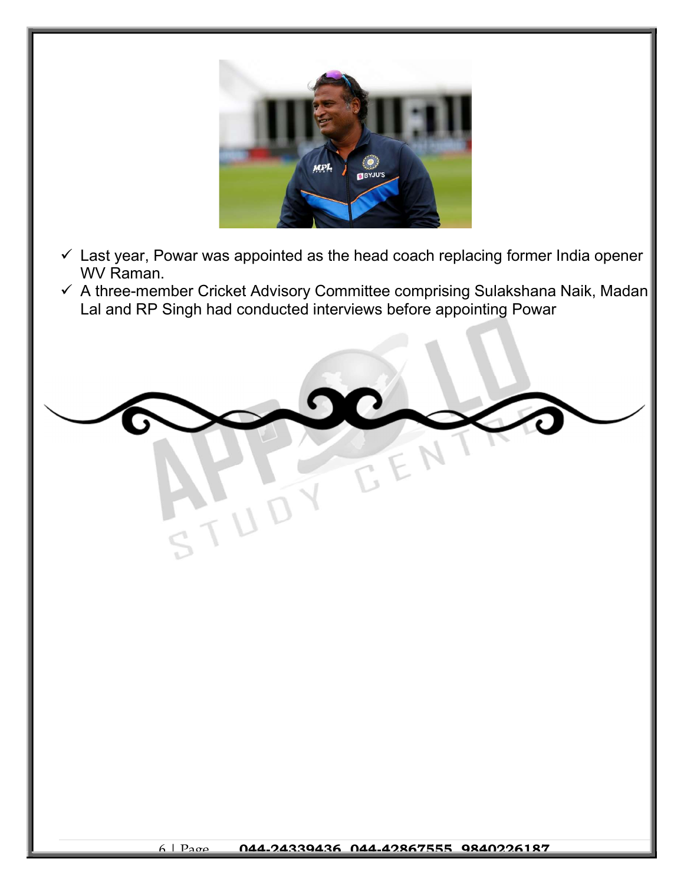- ✓ Last year, Powar was appointed as the head coach replacing former India opener WV Raman.
- ✓ A three-member Cricket Advisory Committee comprising Sulakshana Naik, Madan Lal and RP Singh had conducted interviews before appointing Powar